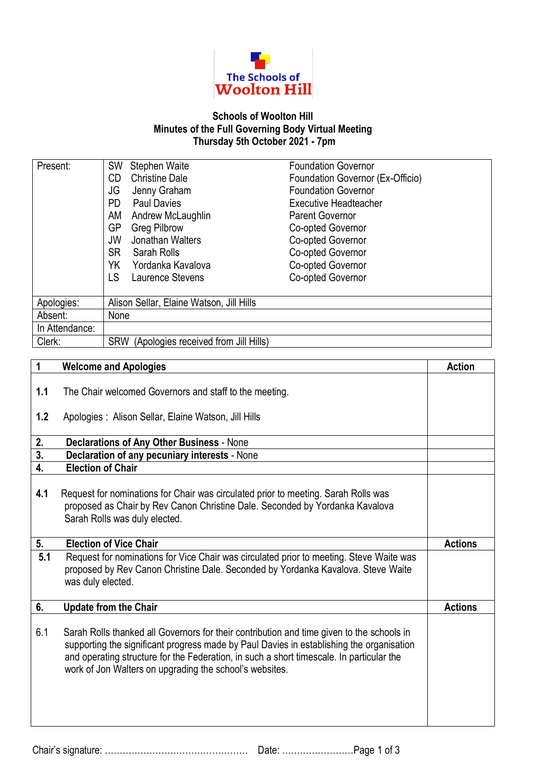# Schools of Woolton Hill

## Minutes of the Full Governing Body Virtual Meeting
## Thursday 5th October 2021 - 7pm

| | | | |
|---|---|---|---|
| Present: | SW | Stephen Waite | Foundation Governor |
| | CD | Christine Dale | Foundation Governor (Ex-Officio) |
| | JG | Jenny Graham | Foundation Governor |
| | PD | Paul Davies | Executive Headteacher |
| | AM | Andrew McLaughlin | Parent Governor |
| | GP | Greg Pilbrow | Co-opted Governor |
| | JW | Jonathan Walters | Co-opted Governor |
| | SR | Sarah Rolls | Co-opted Governor |
| | YK | Yordanka Kavalova | Co-opted Governor |
| | LS | Laurence Stevens | Co-opted Governor |
| Apologies: | Alison Sellar, Elaine Watson, Jill Hills | | |
| Absent: | None | | |
| In Attendance: | | | |
| Clerk: | SRW (Apologies received from Jill Hills) | | |

| | | Action |
|---|---|---|
| **1** | **Welcome and Apologies** | |
| **1.1** | The Chair welcomed Governors and staff to the meeting. | |
| **1.2** | Apologies : Alison Sellar, Elaine Watson, Jill Hills | |
| **2.** | **Declarations of Any Other Business** - None | |
| **3.** | **Declaration of any pecuniary interests** - None | |
| **4.** | **Election of Chair** | |
| **4.1** | Request for nominations for Chair was circulated prior to meeting. Sarah Rolls was proposed as Chair by Rev Canon Christine Dale. Seconded by Yordanka Kavalova Sarah Rolls was duly elected. | |
| **5.** | **Election of Vice Chair** | **Actions** |
| **5.1** | Request for nominations for Vice Chair was circulated prior to meeting. Steve Waite was proposed by Rev Canon Christine Dale. Seconded by Yordanka Kavalova. Steve Waite was duly elected. | |
| **6.** | **Update from the Chair** | **Actions** |
| 6.1 | Sarah Rolls thanked all Governors for their contribution and time given to the schools in supporting the significant progress made by Paul Davies in establishing the organisation and operating structure for the Federation, in such a short timescale. In particular the work of Jon Walters on upgrading the school's websites. | |

Chair's signature: ………………………………………… Date: ……………………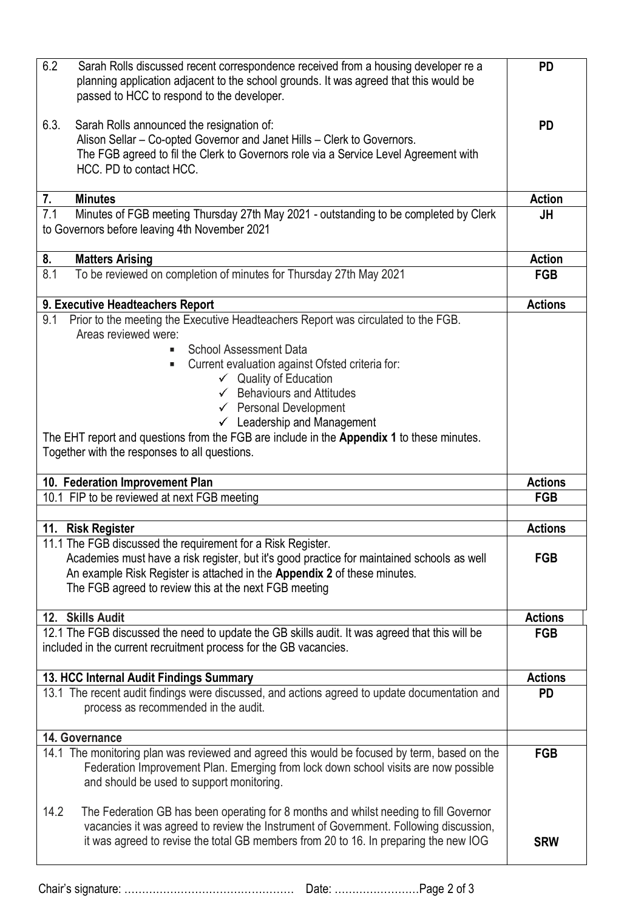| | |
|---|---|
| 6.2 Sarah Rolls discussed recent correspondence received from a housing developer re a planning application adjacent to the school grounds. It was agreed that this would be passed to HCC to respond to the developer. | **PD** |
| 6.3. Sarah Rolls announced the resignation of:<br>Alison Sellar – Co-opted Governor and Janet Hills – Clerk to Governors.<br>The FGB agreed to fil the Clerk to Governors role via a Service Level Agreement with HCC. PD to contact HCC. | **PD** |
| **7. Minutes** | **Action** |
| 7.1 Minutes of FGB meeting Thursday 27th May 2021 - outstanding to be completed by Clerk to Governors before leaving 4th November 2021 | **JH** |
| **8. Matters Arising** | **Action** |
| 8.1 To be reviewed on completion of minutes for Thursday 27th May 2021 | **FGB** |
| **9. Executive Headteachers Report** | **Actions** |
| 9.1 Prior to the meeting the Executive Headteachers Report was circulated to the FGB.<br>Areas reviewed were:<br>▪ School Assessment Data<br>▪ Current evaluation against Ofsted criteria for:<br>✓ Quality of Education<br>✓ Behaviours and Attitudes<br>✓ Personal Development<br>✓ Leadership and Management<br>The EHT report and questions from the FGB are include in the **Appendix 1** to these minutes. Together with the responses to all questions. | |
| **10. Federation Improvement Plan** | **Actions** |
| 10.1 FIP to be reviewed at next FGB meeting | **FGB** |
| **11. Risk Register** | **Actions** |
| 11.1 The FGB discussed the requirement for a Risk Register.<br>Academies must have a risk register, but it's good practice for maintained schools as well<br>An example Risk Register is attached in the **Appendix 2** of these minutes.<br>The FGB agreed to review this at the next FGB meeting | **FGB** |
| **12. Skills Audit** | **Actions** |
| 12.1 The FGB discussed the need to update the GB skills audit. It was agreed that this will be included in the current recruitment process for the GB vacancies. | **FGB** |
| **13. HCC Internal Audit Findings Summary** | **Actions** |
| 13.1 The recent audit findings were discussed, and actions agreed to update documentation and process as recommended in the audit. | **PD** |
| **14. Governance** | |
| 14.1 The monitoring plan was reviewed and agreed this would be focused by term, based on the Federation Improvement Plan. Emerging from lock down school visits are now possible and should be used to support monitoring. | **FGB** |
| 14.2 The Federation GB has been operating for 8 months and whilst needing to fill Governor vacancies it was agreed to review the Instrument of Government. Following discussion, it was agreed to revise the total GB members from 20 to 16. In preparing the new IOG | **SRW** |

Chair's signature: ………………………………………… Date: ……………………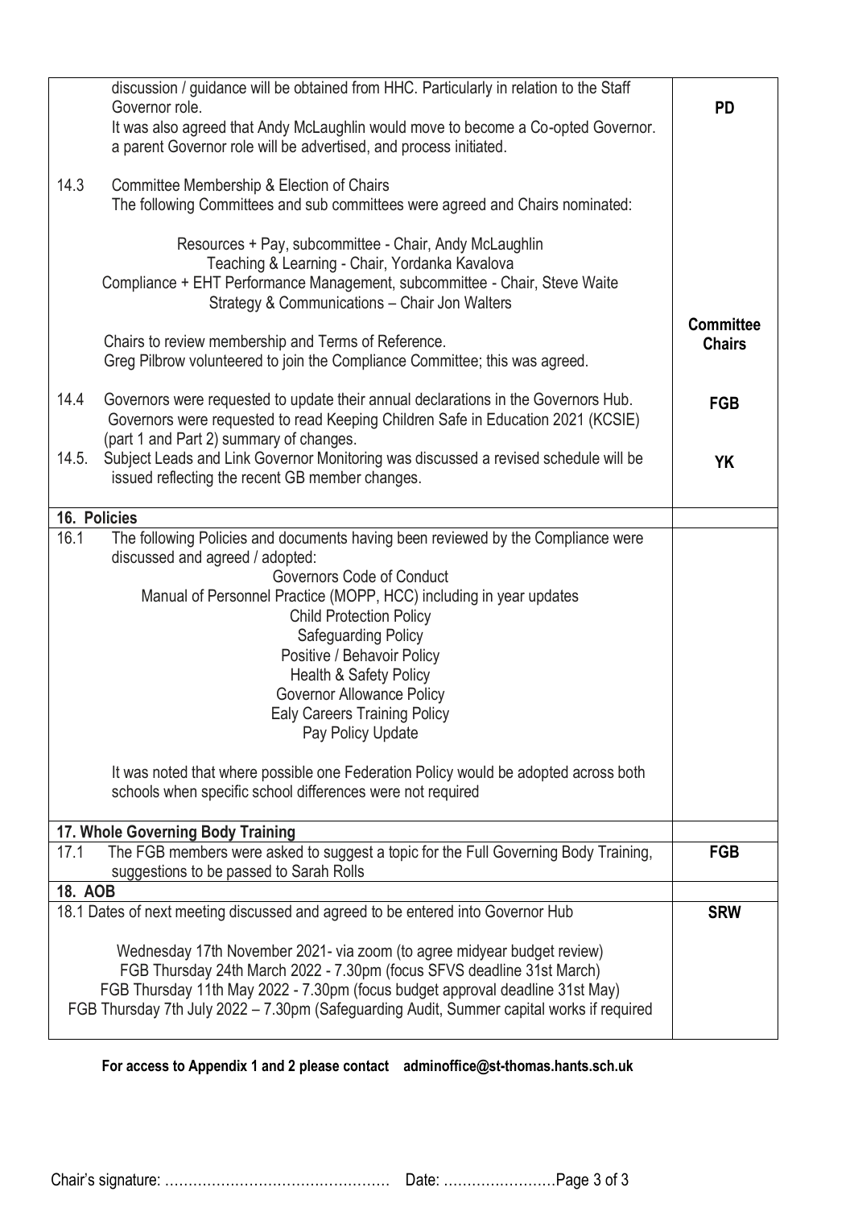| | |
|---|---|
| discussion / guidance will be obtained from HHC. Particularly in relation to the Staff Governor role.<br>It was also agreed that Andy McLaughlin would move to become a Co-opted Governor. a parent Governor role will be advertised, and process initiated. | **PD** |
| 14.3 Committee Membership & Election of Chairs<br>The following Committees and sub committees were agreed and Chairs nominated:<br><br>Resources + Pay, subcommittee - Chair, Andy McLaughlin<br>Teaching & Learning - Chair, Yordanka Kavalova<br>Compliance + EHT Performance Management, subcommittee - Chair, Steve Waite<br>Strategy & Communications – Chair Jon Walters<br><br>Chairs to review membership and Terms of Reference.<br>Greg Pilbrow volunteered to join the Compliance Committee; this was agreed. | **Committee Chairs** |
| 14.4 Governors were requested to update their annual declarations in the Governors Hub. Governors were requested to read Keeping Children Safe in Education 2021 (KCSIE) (part 1 and Part 2) summary of changes. | **FGB** |
| 14.5. Subject Leads and Link Governor Monitoring was discussed a revised schedule will be issued reflecting the recent GB member changes. | **YK** |
| **16. Policies** | |
| 16.1 The following Policies and documents having been reviewed by the Compliance were discussed and agreed / adopted:<br>Governors Code of Conduct<br>Manual of Personnel Practice (MOPP, HCC) including in year updates<br>Child Protection Policy<br>Safeguarding Policy<br>Positive / Behavoir Policy<br>Health & Safety Policy<br>Governor Allowance Policy<br>Ealy Careers Training Policy<br>Pay Policy Update<br><br>It was noted that where possible one Federation Policy would be adopted across both schools when specific school differences were not required | |
| **17. Whole Governing Body Training** | |
| 17.1 The FGB members were asked to suggest a topic for the Full Governing Body Training, suggestions to be passed to Sarah Rolls | **FGB** |
| **18. AOB** | |
| 18.1 Dates of next meeting discussed and agreed to be entered into Governor Hub<br><br>Wednesday 17th November 2021- via zoom (to agree midyear budget review)<br>FGB Thursday 24th March 2022 - 7.30pm (focus SFVS deadline 31st March)<br>FGB Thursday 11th May 2022 - 7.30pm (focus budget approval deadline 31st May)<br>FGB Thursday 7th July 2022 – 7.30pm (Safeguarding Audit, Summer capital works if required | **SRW** |

**For access to Appendix 1 and 2 please contact adminoffice@st-thomas.hants.sch.uk**

Chair's signature: ………………………………………… Date: ……………………